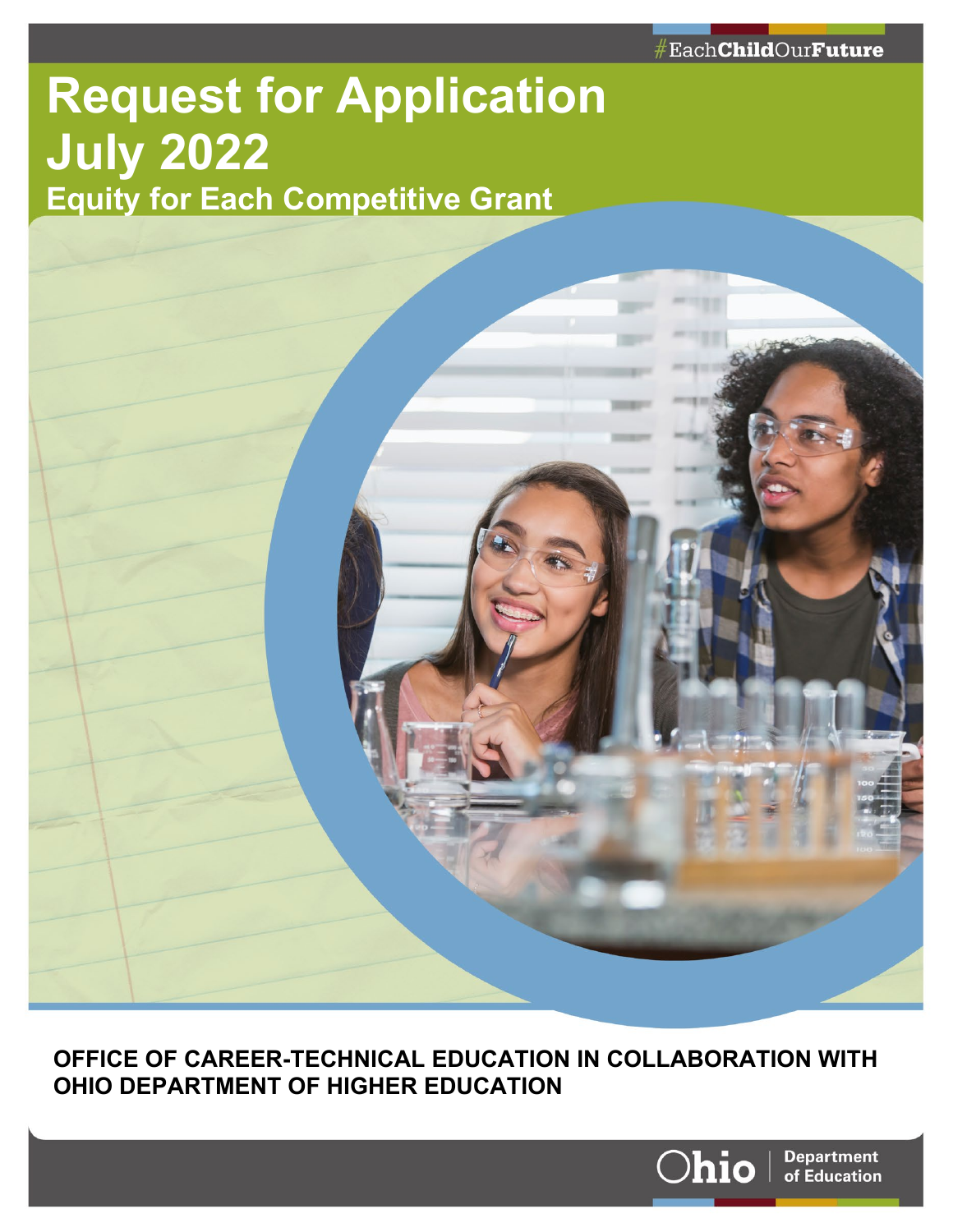#EachChildOurFuture

# Request for Application July 2022

## Equity for Each Competitive Grant

**OFFICE OF CAREER-TECHNICAL EDUCATION IN COLLABORATION WITH OHIO DEPARTMENT OF HIGHER EDUCATION**

Ohio Department of Education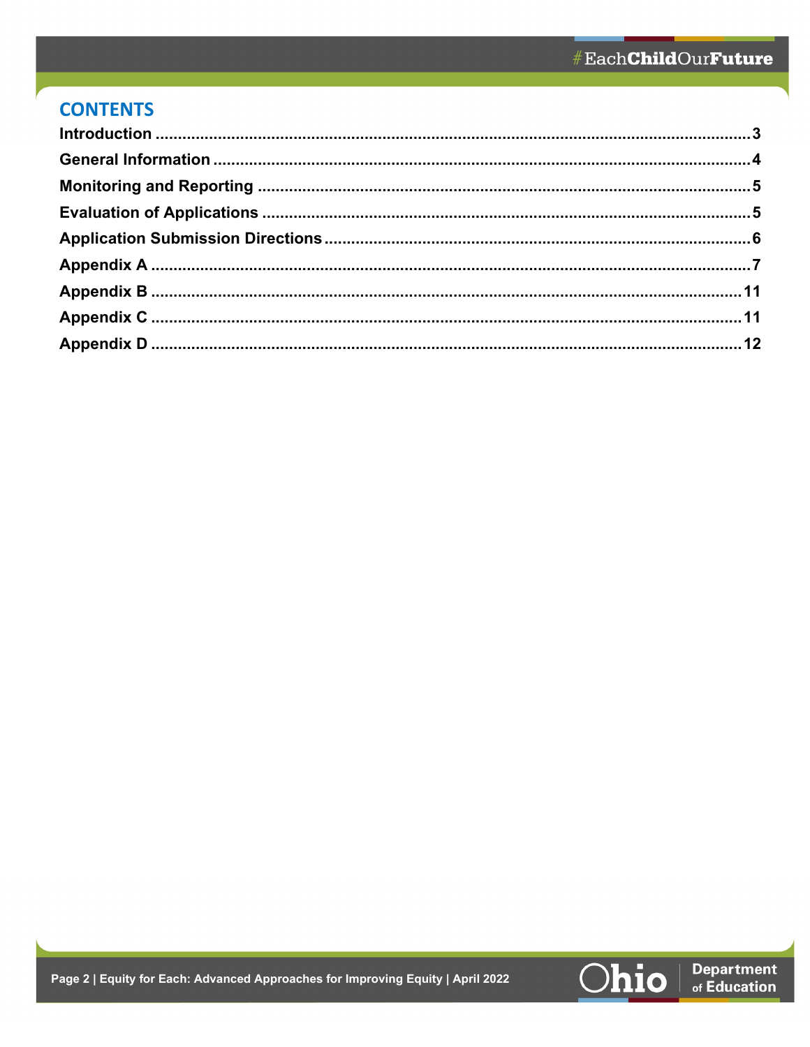## CONTENTS

Introduction ........................................................................................................................3

General Information ............................................................................................................4

Monitoring and Reporting ....................................................................................................5

Evaluation of Applications ....................................................................................................5

Application Submission Directions ........................................................................................6

Appendix A ..........................................................................................................................7

Appendix B ..........................................................................................................................11

Appendix C ..........................................................................................................................11

Appendix D ..........................................................................................................................12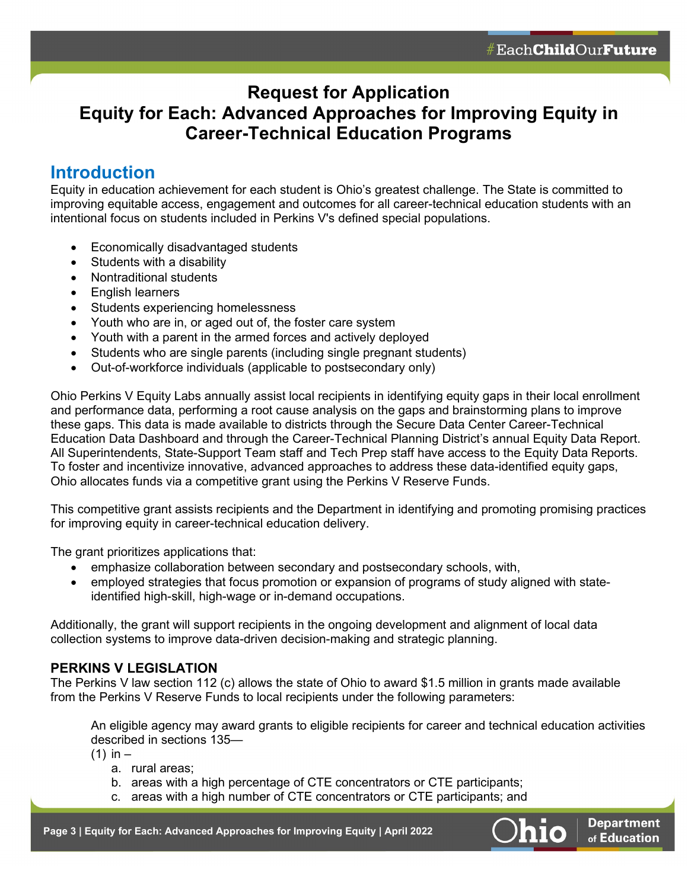# Request for Application
# Equity for Each: Advanced Approaches for Improving Equity in Career-Technical Education Programs

## Introduction

Equity in education achievement for each student is Ohio's greatest challenge. The State is committed to improving equitable access, engagement and outcomes for all career-technical education students with an intentional focus on students included in Perkins V's defined special populations.

- Economically disadvantaged students
- Students with a disability
- Nontraditional students
- English learners
- Students experiencing homelessness
- Youth who are in, or aged out of, the foster care system
- Youth with a parent in the armed forces and actively deployed
- Students who are single parents (including single pregnant students)
- Out-of-workforce individuals (applicable to postsecondary only)

Ohio Perkins V Equity Labs annually assist local recipients in identifying equity gaps in their local enrollment and performance data, performing a root cause analysis on the gaps and brainstorming plans to improve these gaps. This data is made available to districts through the Secure Data Center Career-Technical Education Data Dashboard and through the Career-Technical Planning District's annual Equity Data Report. All Superintendents, State-Support Team staff and Tech Prep staff have access to the Equity Data Reports. To foster and incentivize innovative, advanced approaches to address these data-identified equity gaps, Ohio allocates funds via a competitive grant using the Perkins V Reserve Funds.

This competitive grant assists recipients and the Department in identifying and promoting promising practices for improving equity in career-technical education delivery.

The grant prioritizes applications that:

- emphasize collaboration between secondary and postsecondary schools, with,
- employed strategies that focus promotion or expansion of programs of study aligned with state-identified high-skill, high-wage or in-demand occupations.

Additionally, the grant will support recipients in the ongoing development and alignment of local data collection systems to improve data-driven decision-making and strategic planning.

### PERKINS V LEGISLATION

The Perkins V law section 112 (c) allows the state of Ohio to award $1.5 million in grants made available from the Perkins V Reserve Funds to local recipients under the following parameters:

> An eligible agency may award grants to eligible recipients for career and technical education activities described in sections 135—
>
> (1) in –
>
> a. rural areas;
> b. areas with a high percentage of CTE concentrators or CTE participants;
> c. areas with a high number of CTE concentrators or CTE participants; and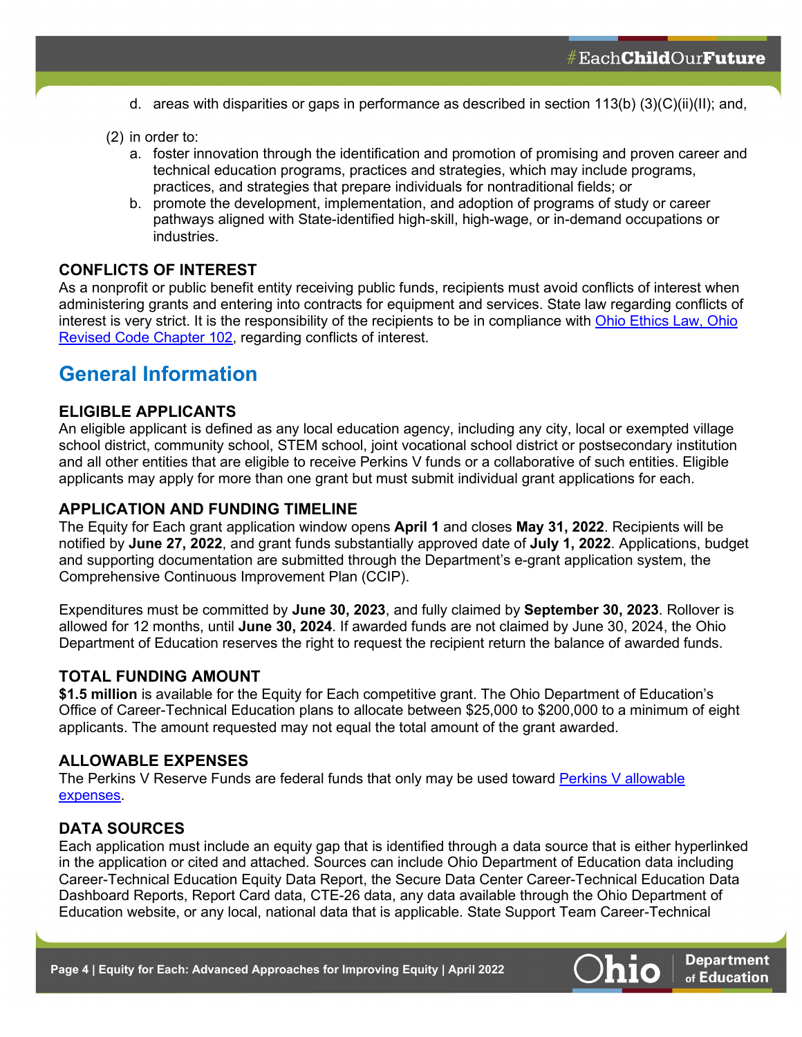d. areas with disparities or gaps in performance as described in section 113(b) (3)(C)(ii)(II); and,

(2) in order to:

a. foster innovation through the identification and promotion of promising and proven career and technical education programs, practices and strategies, which may include programs, practices, and strategies that prepare individuals for nontraditional fields; or
b. promote the development, implementation, and adoption of programs of study or career pathways aligned with State-identified high-skill, high-wage, or in-demand occupations or industries.

### CONFLICTS OF INTEREST

As a nonprofit or public benefit entity receiving public funds, recipients must avoid conflicts of interest when administering grants and entering into contracts for equipment and services. State law regarding conflicts of interest is very strict. It is the responsibility of the recipients to be in compliance with Ohio Ethics Law, Ohio Revised Code Chapter 102, regarding conflicts of interest.

## General Information

### ELIGIBLE APPLICANTS

An eligible applicant is defined as any local education agency, including any city, local or exempted village school district, community school, STEM school, joint vocational school district or postsecondary institution and all other entities that are eligible to receive Perkins V funds or a collaborative of such entities. Eligible applicants may apply for more than one grant but must submit individual grant applications for each.

### APPLICATION AND FUNDING TIMELINE

The Equity for Each grant application window opens **April 1** and closes **May 31, 2022**. Recipients will be notified by **June 27, 2022**, and grant funds substantially approved date of **July 1, 2022**. Applications, budget and supporting documentation are submitted through the Department's e-grant application system, the Comprehensive Continuous Improvement Plan (CCIP).

Expenditures must be committed by **June 30, 2023**, and fully claimed by **September 30, 2023**. Rollover is allowed for 12 months, until **June 30, 2024**. If awarded funds are not claimed by June 30, 2024, the Ohio Department of Education reserves the right to request the recipient return the balance of awarded funds.

### TOTAL FUNDING AMOUNT

**$1.5 million** is available for the Equity for Each competitive grant. The Ohio Department of Education's Office of Career-Technical Education plans to allocate between $25,000 to $200,000 to a minimum of eight applicants. The amount requested may not equal the total amount of the grant awarded.

### ALLOWABLE EXPENSES

The Perkins V Reserve Funds are federal funds that only may be used toward Perkins V allowable expenses.

### DATA SOURCES

Each application must include an equity gap that is identified through a data source that is either hyperlinked in the application or cited and attached. Sources can include Ohio Department of Education data including Career-Technical Education Equity Data Report, the Secure Data Center Career-Technical Education Data Dashboard Reports, Report Card data, CTE-26 data, any data available through the Ohio Department of Education website, or any local, national data that is applicable. State Support Team Career-Technical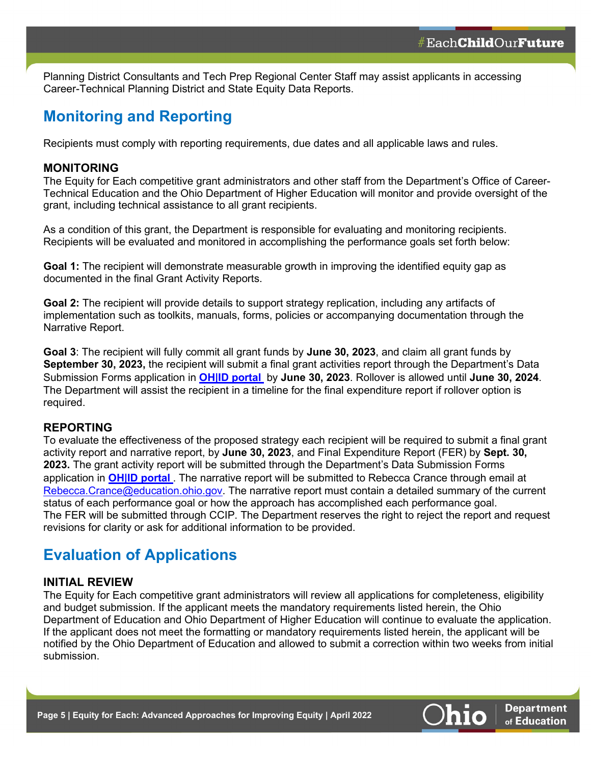Planning District Consultants and Tech Prep Regional Center Staff may assist applicants in accessing Career-Technical Planning District and State Equity Data Reports.

## Monitoring and Reporting

Recipients must comply with reporting requirements, due dates and all applicable laws and rules.

### MONITORING

The Equity for Each competitive grant administrators and other staff from the Department's Office of Career-Technical Education and the Ohio Department of Higher Education will monitor and provide oversight of the grant, including technical assistance to all grant recipients.

As a condition of this grant, the Department is responsible for evaluating and monitoring recipients. Recipients will be evaluated and monitored in accomplishing the performance goals set forth below:

**Goal 1:** The recipient will demonstrate measurable growth in improving the identified equity gap as documented in the final Grant Activity Reports.

**Goal 2:** The recipient will provide details to support strategy replication, including any artifacts of implementation such as toolkits, manuals, forms, policies or accompanying documentation through the Narrative Report.

**Goal 3**: The recipient will fully commit all grant funds by **June 30, 2023**, and claim all grant funds by **September 30, 2023,** the recipient will submit a final grant activities report through the Department's Data Submission Forms application in **OH|ID portal** by **June 30, 2023**. Rollover is allowed until **June 30, 2024**. The Department will assist the recipient in a timeline for the final expenditure report if rollover option is required.

### REPORTING

To evaluate the effectiveness of the proposed strategy each recipient will be required to submit a final grant activity report and narrative report, by **June 30, 2023**, and Final Expenditure Report (FER) by **Sept. 30, 2023.** The grant activity report will be submitted through the Department's Data Submission Forms application in **OH|ID portal** . The narrative report will be submitted to Rebecca Crance through email at Rebecca.Crance@education.ohio.gov. The narrative report must contain a detailed summary of the current status of each performance goal or how the approach has accomplished each performance goal. The FER will be submitted through CCIP. The Department reserves the right to reject the report and request revisions for clarity or ask for additional information to be provided.

## Evaluation of Applications

### INITIAL REVIEW

The Equity for Each competitive grant administrators will review all applications for completeness, eligibility and budget submission. If the applicant meets the mandatory requirements listed herein, the Ohio Department of Education and Ohio Department of Higher Education will continue to evaluate the application. If the applicant does not meet the formatting or mandatory requirements listed herein, the applicant will be notified by the Ohio Department of Education and allowed to submit a correction within two weeks from initial submission.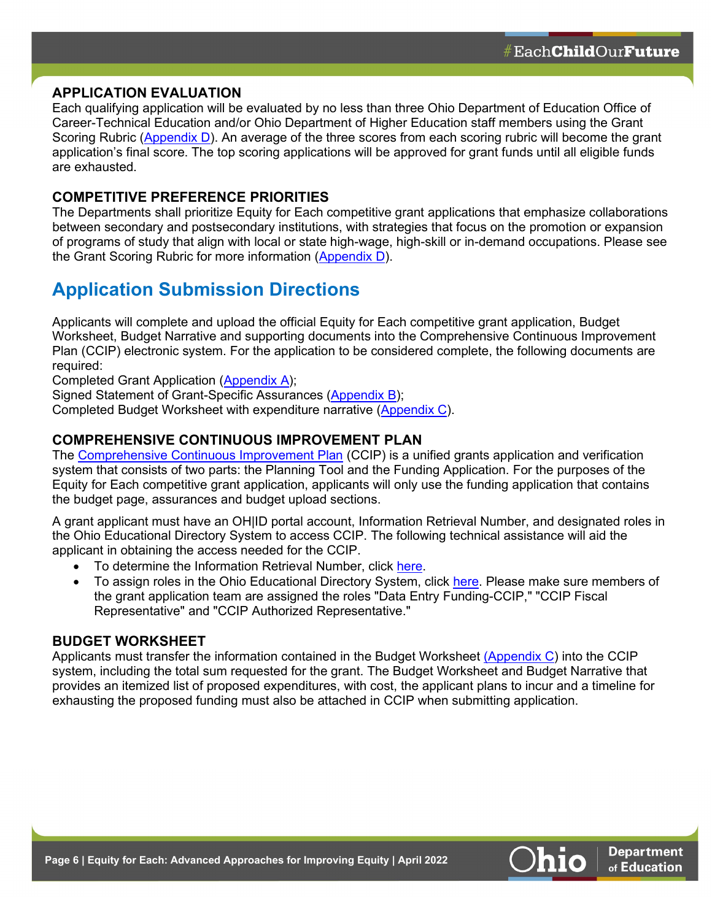### APPLICATION EVALUATION

Each qualifying application will be evaluated by no less than three Ohio Department of Education Office of Career-Technical Education and/or Ohio Department of Higher Education staff members using the Grant Scoring Rubric (Appendix D). An average of the three scores from each scoring rubric will become the grant application's final score. The top scoring applications will be approved for grant funds until all eligible funds are exhausted.

### COMPETITIVE PREFERENCE PRIORITIES

The Departments shall prioritize Equity for Each competitive grant applications that emphasize collaborations between secondary and postsecondary institutions, with strategies that focus on the promotion or expansion of programs of study that align with local or state high-wage, high-skill or in-demand occupations. Please see the Grant Scoring Rubric for more information (Appendix D).

## Application Submission Directions

Applicants will complete and upload the official Equity for Each competitive grant application, Budget Worksheet, Budget Narrative and supporting documents into the Comprehensive Continuous Improvement Plan (CCIP) electronic system. For the application to be considered complete, the following documents are required:

Completed Grant Application (Appendix A);
Signed Statement of Grant-Specific Assurances (Appendix B);
Completed Budget Worksheet with expenditure narrative (Appendix C).

### COMPREHENSIVE CONTINUOUS IMPROVEMENT PLAN

The Comprehensive Continuous Improvement Plan (CCIP) is a unified grants application and verification system that consists of two parts: the Planning Tool and the Funding Application. For the purposes of the Equity for Each competitive grant application, applicants will only use the funding application that contains the budget page, assurances and budget upload sections.

A grant applicant must have an OH|ID portal account, Information Retrieval Number, and designated roles in the Ohio Educational Directory System to access CCIP. The following technical assistance will aid the applicant in obtaining the access needed for the CCIP.

- To determine the Information Retrieval Number, click here.
- To assign roles in the Ohio Educational Directory System, click here. Please make sure members of the grant application team are assigned the roles "Data Entry Funding-CCIP," "CCIP Fiscal Representative" and "CCIP Authorized Representative."

### BUDGET WORKSHEET

Applicants must transfer the information contained in the Budget Worksheet (Appendix C) into the CCIP system, including the total sum requested for the grant. The Budget Worksheet and Budget Narrative that provides an itemized list of proposed expenditures, with cost, the applicant plans to incur and a timeline for exhausting the proposed funding must also be attached in CCIP when submitting application.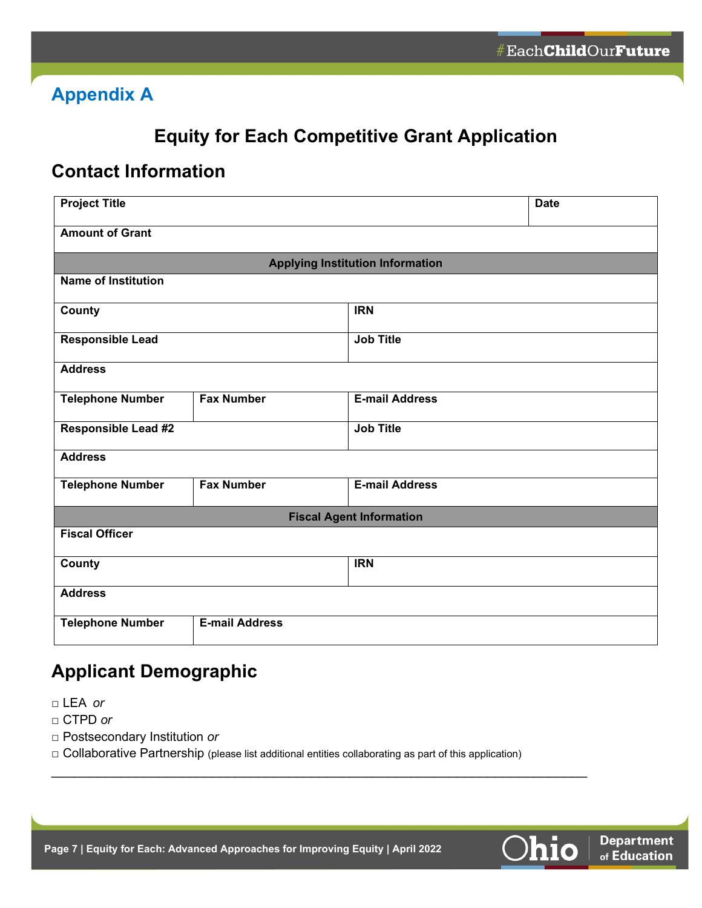## Appendix A

# Equity for Each Competitive Grant Application

## Contact Information

| Project Title | | | Date |
|---|---|---|---|
| **Amount of Grant** | | | |
| **Applying Institution Information** | | | |
| **Name of Institution** | | | |
| **County** | | **IRN** | |
| **Responsible Lead** | | **Job Title** | |
| **Address** | | | |
| **Telephone Number** | **Fax Number** | **E-mail Address** | |
| **Responsible Lead #2** | | **Job Title** | |
| **Address** | | | |
| **Telephone Number** | **Fax Number** | **E-mail Address** | |
| **Fiscal Agent Information** | | | |
| **Fiscal Officer** | | | |
| **County** | | **IRN** | |
| **Address** | | | |
| **Telephone Number** | **E-mail Address** | | |

## Applicant Demographic

- ☐ LEA *or*
- ☐ CTPD *or*
- ☐ Postsecondary Institution *or*
- ☐ Collaborative Partnership (please list additional entities collaborating as part of this application)

______________________________________________________________________________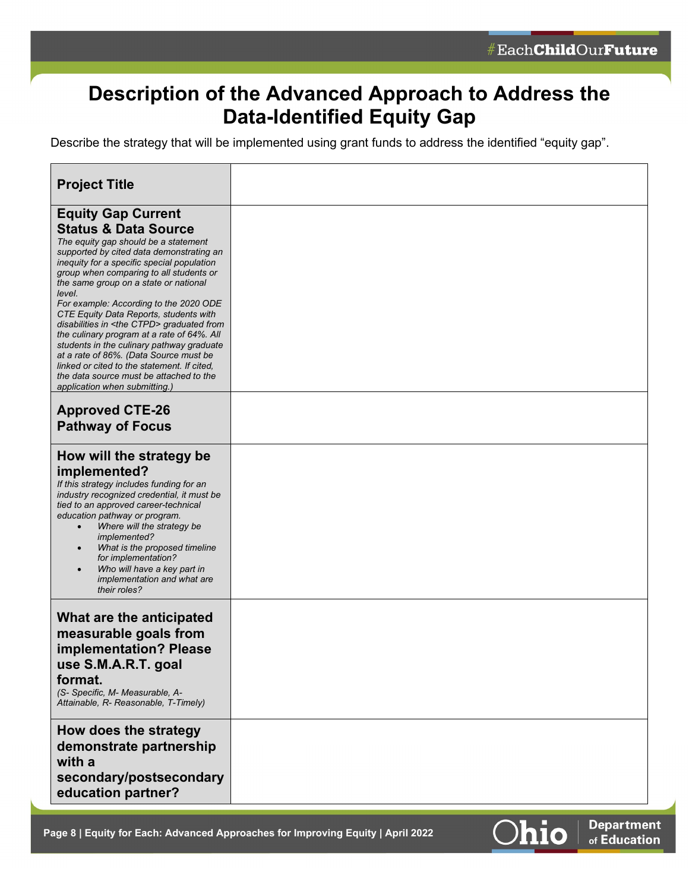# Description of the Advanced Approach to Address the Data-Identified Equity Gap

Describe the strategy that will be implemented using grant funds to address the identified "equity gap".

| | |
|---|---|
| **Project Title** | |
| **Equity Gap Current Status & Data Source**<br>*The equity gap should be a statement supported by cited data demonstrating an inequity for a specific special population group when comparing to all students or the same group on a state or national level.*<br>*For example: According to the 2020 ODE CTE Equity Data Reports, students with disabilities in <the CTPD> graduated from the culinary program at a rate of 64%. All students in the culinary pathway graduate at a rate of 86%. (Data Source must be linked or cited to the statement. If cited, the data source must be attached to the application when submitting.)* | |
| **Approved CTE-26 Pathway of Focus** | |
| **How will the strategy be implemented?**<br>*If this strategy includes funding for an industry recognized credential, it must be tied to an approved career-technical education pathway or program.*<br>• *Where will the strategy be implemented?*<br>• *What is the proposed timeline for implementation?*<br>• *Who will have a key part in implementation and what are their roles?* | |
| **What are the anticipated measurable goals from implementation? Please use S.M.A.R.T. goal format.**<br>*(S- Specific, M- Measurable, A-Attainable, R- Reasonable, T-Timely)* | |
| **How does the strategy demonstrate partnership with a secondary/postsecondary education partner?** | |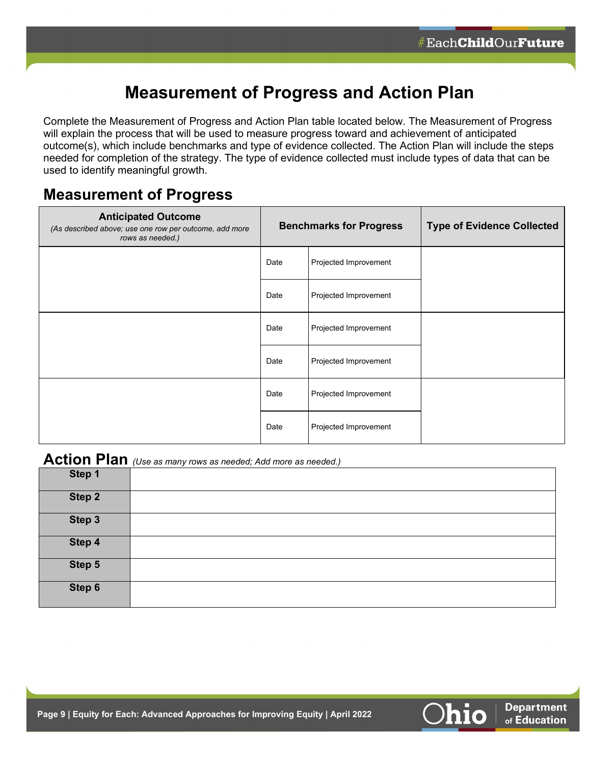# Measurement of Progress and Action Plan

Complete the Measurement of Progress and Action Plan table located below. The Measurement of Progress will explain the process that will be used to measure progress toward and achievement of anticipated outcome(s), which include benchmarks and type of evidence collected. The Action Plan will include the steps needed for completion of the strategy. The type of evidence collected must include types of data that can be used to identify meaningful growth.

## Measurement of Progress

| Anticipated Outcome *(As described above; use one row per outcome, add more rows as needed.)* | Benchmarks for Progress | | Type of Evidence Collected |
|---|---|---|---|
| | Date | Projected Improvement | |
| | Date | Projected Improvement | |
| | Date | Projected Improvement | |
| | Date | Projected Improvement | |
| | Date | Projected Improvement | |
| | Date | Projected Improvement | |

## Action Plan *(Use as many rows as needed; Add more as needed.)*

| | |
|---|---|
| **Step 1** | |
| **Step 2** | |
| **Step 3** | |
| **Step 4** | |
| **Step 5** | |
| **Step 6** | |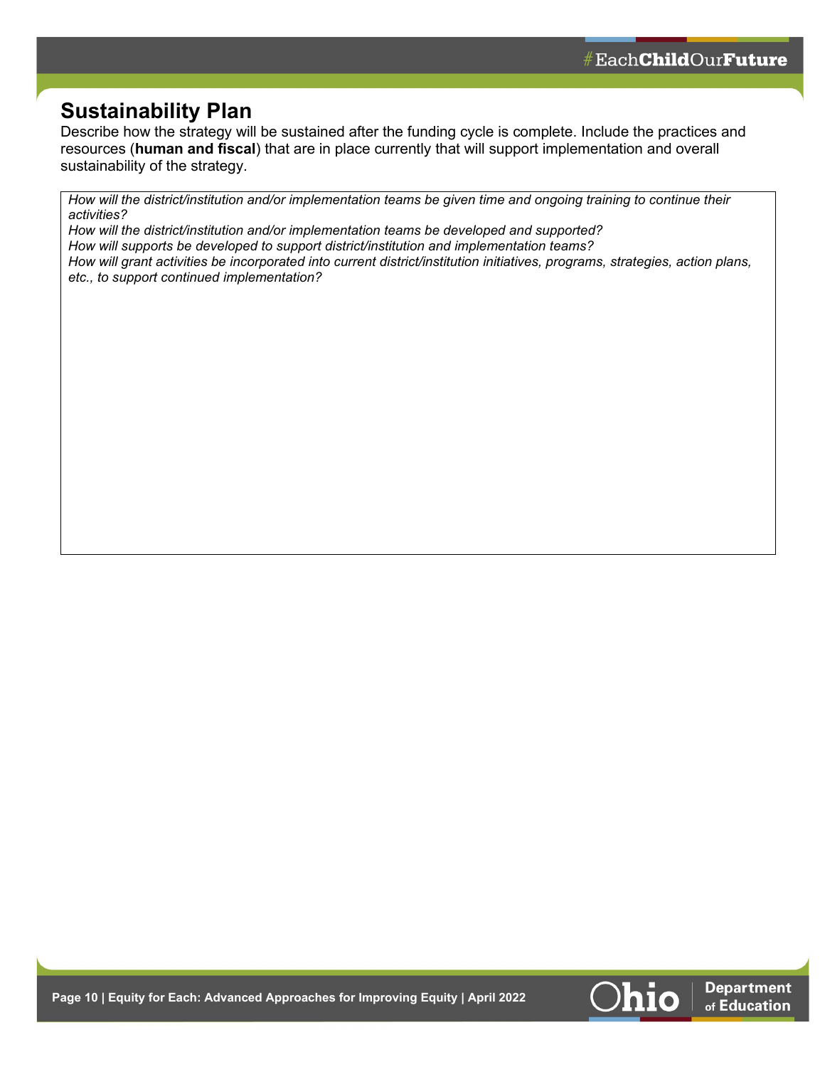## Sustainability Plan

Describe how the strategy will be sustained after the funding cycle is complete. Include the practices and resources (**human and fiscal**) that are in place currently that will support implementation and overall sustainability of the strategy.

| *How will the district/institution and/or implementation teams be given time and ongoing training to continue their activities?*<br>*How will the district/institution and/or implementation teams be developed and supported?*<br>*How will supports be developed to support district/institution and implementation teams?*<br>*How will grant activities be incorporated into current district/institution initiatives, programs, strategies, action plans, etc., to support continued implementation?* |
| --- |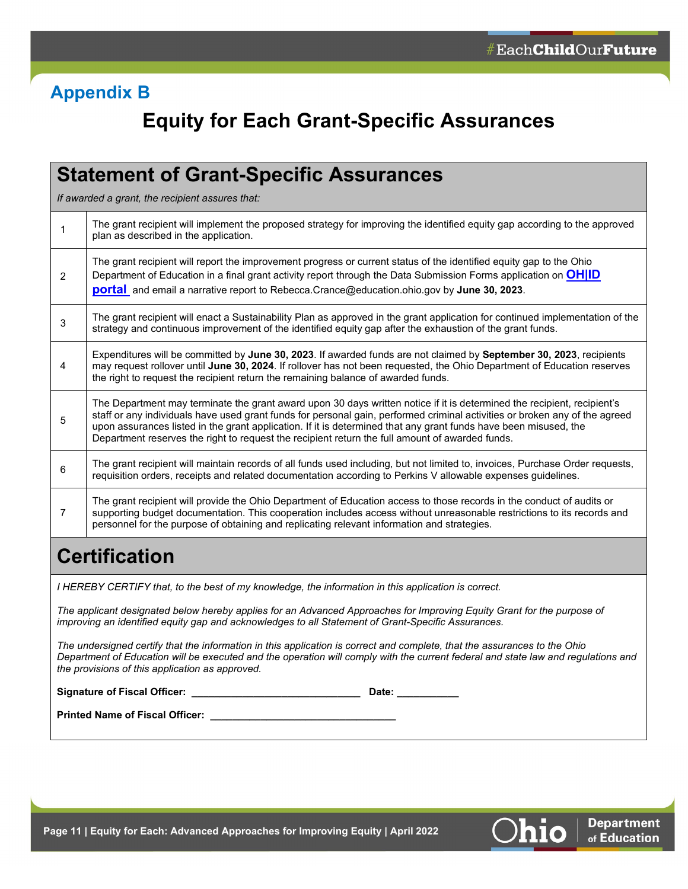## Appendix B

# Equity for Each Grant-Specific Assurances

## Statement of Grant-Specific Assurances

*If awarded a grant, the recipient assures that:*

| | |
|---|---|
| 1 | The grant recipient will implement the proposed strategy for improving the identified equity gap according to the approved plan as described in the application. |
| 2 | The grant recipient will report the improvement progress or current status of the identified equity gap to the Ohio Department of Education in a final grant activity report through the Data Submission Forms application on **OH\|ID portal** and email a narrative report to Rebecca.Crance@education.ohio.gov by **June 30, 2023**. |
| 3 | The grant recipient will enact a Sustainability Plan as approved in the grant application for continued implementation of the strategy and continuous improvement of the identified equity gap after the exhaustion of the grant funds. |
| 4 | Expenditures will be committed by **June 30, 2023**. If awarded funds are not claimed by **September 30, 2023**, recipients may request rollover until **June 30, 2024**. If rollover has not been requested, the Ohio Department of Education reserves the right to request the recipient return the remaining balance of awarded funds. |
| 5 | The Department may terminate the grant award upon 30 days written notice if it is determined the recipient, recipient's staff or any individuals have used grant funds for personal gain, performed criminal activities or broken any of the agreed upon assurances listed in the grant application. If it is determined that any grant funds have been misused, the Department reserves the right to request the recipient return the full amount of awarded funds. |
| 6 | The grant recipient will maintain records of all funds used including, but not limited to, invoices, Purchase Order requests, requisition orders, receipts and related documentation according to Perkins V allowable expenses guidelines. |
| 7 | The grant recipient will provide the Ohio Department of Education access to those records in the conduct of audits or supporting budget documentation. This cooperation includes access without unreasonable restrictions to its records and personnel for the purpose of obtaining and replicating relevant information and strategies. |

## Certification

*I HEREBY CERTIFY that, to the best of my knowledge, the information in this application is correct.*

*The applicant designated below hereby applies for an Advanced Approaches for Improving Equity Grant for the purpose of improving an identified equity gap and acknowledges to all Statement of Grant-Specific Assurances.*

*The undersigned certify that the information in this application is correct and complete, that the assurances to the Ohio Department of Education will be executed and the operation will comply with the current federal and state law and regulations and the provisions of this application as approved.*

**Signature of Fiscal Officer:** ______________________________ **Date:** ___________

**Printed Name of Fiscal Officer:** _________________________________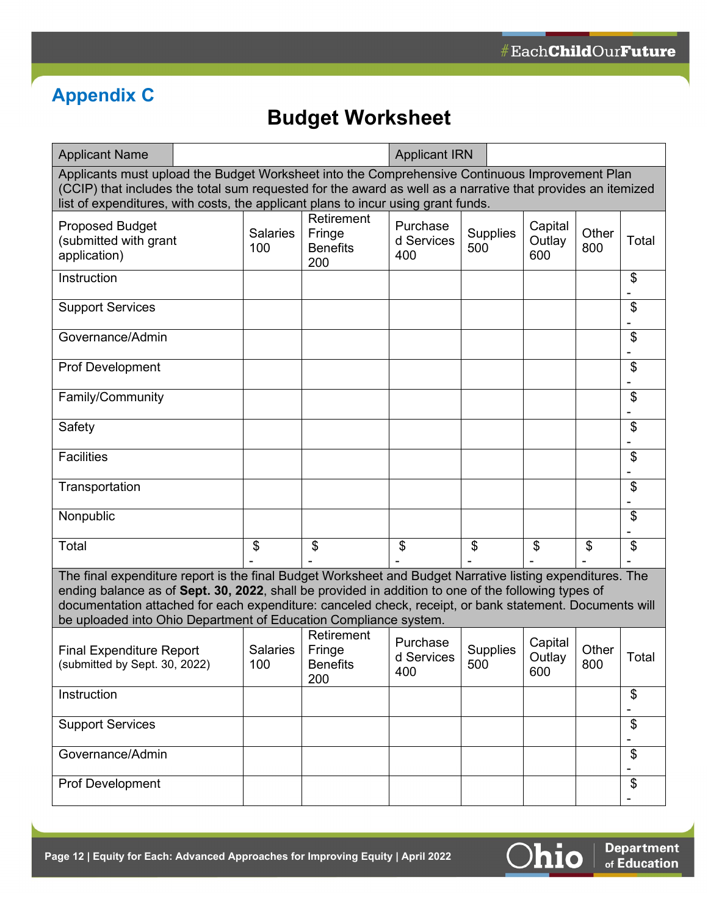## Appendix C

# Budget Worksheet

| Applicant Name | | Applicant IRN | |
|---|---|---|---|

Applicants must upload the Budget Worksheet into the Comprehensive Continuous Improvement Plan (CCIP) that includes the total sum requested for the award as well as a narrative that provides an itemized list of expenditures, with costs, the applicant plans to incur using grant funds.

| Proposed Budget (submitted with grant application) | Salaries 100 | Retirement Fringe Benefits 200 | Purchased Services 400 | Supplies 500 | Capital Outlay 600 | Other 800 | Total |
|---|---|---|---|---|---|---|---|
| Instruction | | | | | | | $ - |
| Support Services | | | | | | | $ - |
| Governance/Admin | | | | | | | $ - |
| Prof Development | | | | | | | $ - |
| Family/Community | | | | | | | $ - |
| Safety | | | | | | | $ - |
| Facilities | | | | | | | $ - |
| Transportation | | | | | | | $ - |
| Nonpublic | | | | | | | $ - |
| Total | $ - | $ - | $ - | $ - | $ - | $ - | $ - |

The final expenditure report is the final Budget Worksheet and Budget Narrative listing expenditures. The ending balance as of **Sept. 30, 2022**, shall be provided in addition to one of the following types of documentation attached for each expenditure: canceled check, receipt, or bank statement. Documents will be uploaded into Ohio Department of Education Compliance system.

| Final Expenditure Report (submitted by Sept. 30, 2022) | Salaries 100 | Retirement Fringe Benefits 200 | Purchased Services 400 | Supplies 500 | Capital Outlay 600 | Other 800 | Total |
|---|---|---|---|---|---|---|---|
| Instruction | | | | | | | $ - |
| Support Services | | | | | | | $ - |
| Governance/Admin | | | | | | | $ - |
| Prof Development | | | | | | | $ - |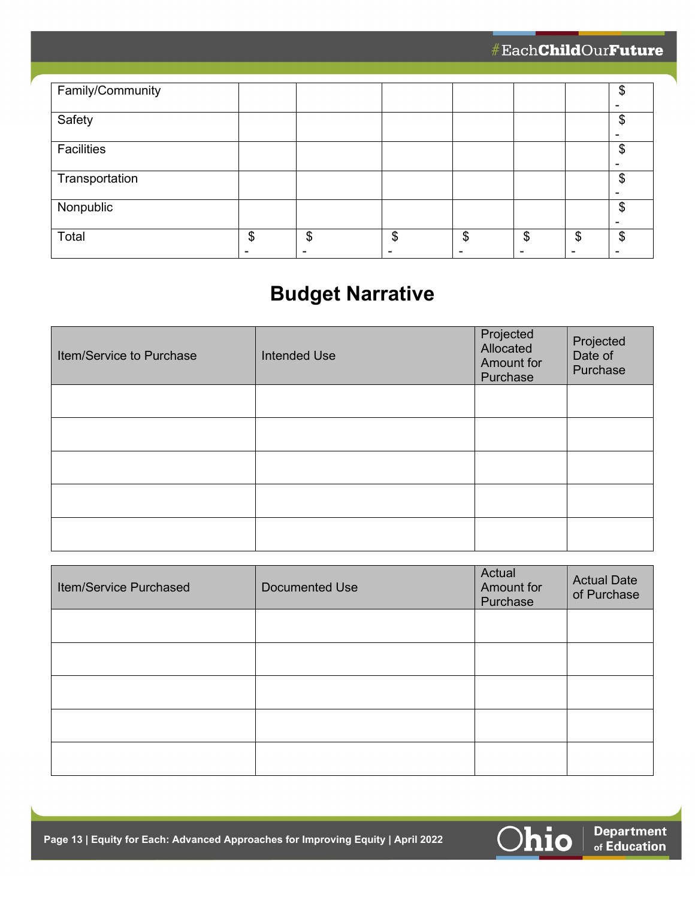| Family/Community | | | | | | | $ - |
|---|---|---|---|---|---|---|---|
| Safety | | | | | | | $ - |
| Facilities | | | | | | | $ - |
| Transportation | | | | | | | $ - |
| Nonpublic | | | | | | | $ - |
| Total | $ - | $ - | $ - | $ - | $ - | $ - | $ - |

# Budget Narrative

| Item/Service to Purchase | Intended Use | Projected Allocated Amount for Purchase | Projected Date of Purchase |
|---|---|---|---|
| | | | |
| | | | |
| | | | |
| | | | |
| | | | |

| Item/Service Purchased | Documented Use | Actual Amount for Purchase | Actual Date of Purchase |
|---|---|---|---|
| | | | |
| | | | |
| | | | |
| | | | |
| | | | |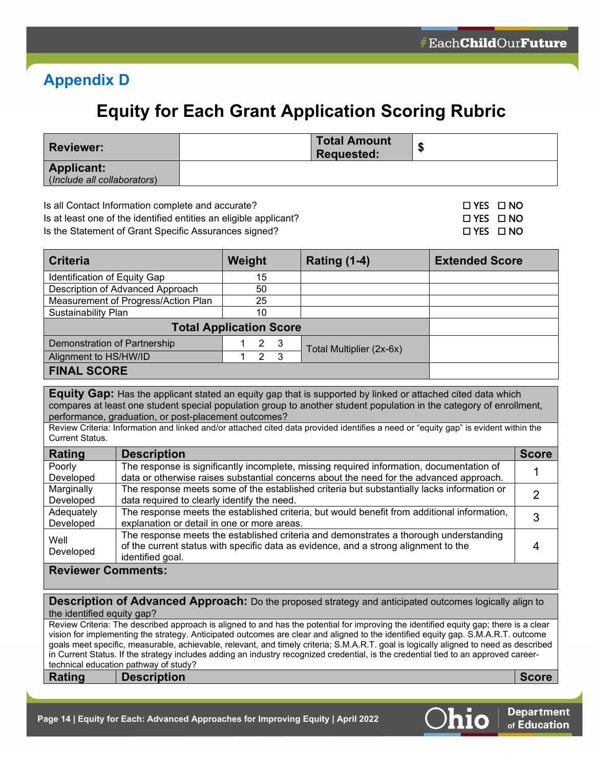## Appendix D

# Equity for Each Grant Application Scoring Rubric

| Reviewer: | | Total Amount Requested: | $ |
|---|---|---|---|
| **Applicant:** (*Include all collaborators*) | | | |

Is all Contact Information complete and accurate? ☐ YES ☐ NO

Is at least one of the identified entities an eligible applicant? ☐ YES ☐ NO

Is the Statement of Grant Specific Assurances signed? ☐ YES ☐ NO

| Criteria | Weight | Rating (1-4) | Extended Score |
|---|---|---|---|
| Identification of Equity Gap | 15 | | |
| Description of Advanced Approach | 50 | | |
| Measurement of Progress/Action Plan | 25 | | |
| Sustainability Plan | 10 | | |
| **Total Application Score** | | | |
| Demonstration of Partnership | 1 2 3 | Total Multiplier (2x-6x) | |
| Alignment to HS/HW/ID | 1 2 3 | | |
| **FINAL SCORE** | | | |

**Equity Gap:** Has the applicant stated an equity gap that is supported by linked or attached cited data which compares at least one student special population group to another student population in the category of enrollment, performance, graduation, or post-placement outcomes?

Review Criteria: Information and linked and/or attached cited data provided identifies a need or "equity gap" is evident within the Current Status.

| Rating | Description | Score |
|---|---|---|
| Poorly Developed | The response is significantly incomplete, missing required information, documentation of data or otherwise raises substantial concerns about the need for the advanced approach. | 1 |
| Marginally Developed | The response meets some of the established criteria but substantially lacks information or data required to clearly identify the need. | 2 |
| Adequately Developed | The response meets the established criteria, but would benefit from additional information, explanation or detail in one or more areas. | 3 |
| Well Developed | The response meets the established criteria and demonstrates a thorough understanding of the current status with specific data as evidence, and a strong alignment to the identified goal. | 4 |

**Reviewer Comments:**

**Description of Advanced Approach:** Do the proposed strategy and anticipated outcomes logically align to the identified equity gap?

Review Criteria: The described approach is aligned to and has the potential for improving the identified equity gap; there is a clear vision for implementing the strategy. Anticipated outcomes are clear and aligned to the identified equity gap. S.M.A.R.T. outcome goals meet specific, measurable, achievable, relevant, and timely criteria; S.M.A.R.T. goal is logically aligned to need as described in Current Status. If the strategy includes adding an industry recognized credential, is the credential tied to an approved career-technical education pathway of study?

| Rating | Description | Score |
|---|---|---|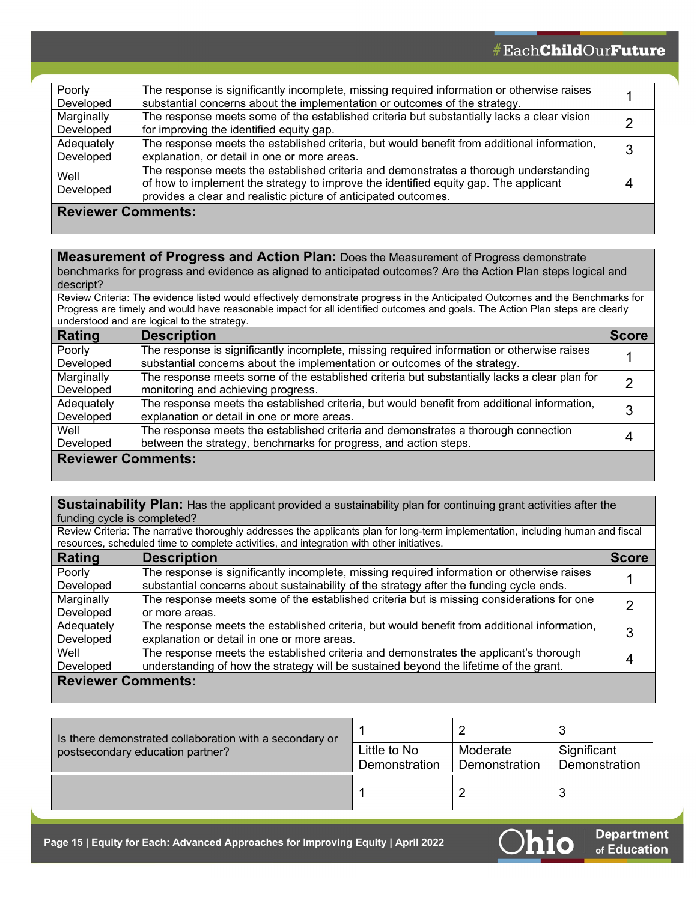| Rating | Description | Score |
|---|---|---|
| Poorly Developed | The response is significantly incomplete, missing required information or otherwise raises substantial concerns about the implementation or outcomes of the strategy. | 1 |
| Marginally Developed | The response meets some of the established criteria but substantially lacks a clear vision for improving the identified equity gap. | 2 |
| Adequately Developed | The response meets the established criteria, but would benefit from additional information, explanation, or detail in one or more areas. | 3 |
| Well Developed | The response meets the established criteria and demonstrates a thorough understanding of how to implement the strategy to improve the identified equity gap. The applicant provides a clear and realistic picture of anticipated outcomes. | 4 |

**Reviewer Comments:**

**Measurement of Progress and Action Plan:** Does the Measurement of Progress demonstrate benchmarks for progress and evidence as aligned to anticipated outcomes? Are the Action Plan steps logical and descript?

Review Criteria: The evidence listed would effectively demonstrate progress in the Anticipated Outcomes and the Benchmarks for Progress are timely and would have reasonable impact for all identified outcomes and goals. The Action Plan steps are clearly understood and are logical to the strategy.

| Rating | Description | Score |
|---|---|---|
| Poorly Developed | The response is significantly incomplete, missing required information or otherwise raises substantial concerns about the implementation or outcomes of the strategy. | 1 |
| Marginally Developed | The response meets some of the established criteria but substantially lacks a clear plan for monitoring and achieving progress. | 2 |
| Adequately Developed | The response meets the established criteria, but would benefit from additional information, explanation or detail in one or more areas. | 3 |
| Well Developed | The response meets the established criteria and demonstrates a thorough connection between the strategy, benchmarks for progress, and action steps. | 4 |

**Reviewer Comments:**

**Sustainability Plan:** Has the applicant provided a sustainability plan for continuing grant activities after the funding cycle is completed?

Review Criteria: The narrative thoroughly addresses the applicants plan for long-term implementation, including human and fiscal resources, scheduled time to complete activities, and integration with other initiatives.

| Rating | Description | Score |
|---|---|---|
| Poorly Developed | The response is significantly incomplete, missing required information or otherwise raises substantial concerns about sustainability of the strategy after the funding cycle ends. | 1 |
| Marginally Developed | The response meets some of the established criteria but is missing considerations for one or more areas. | 2 |
| Adequately Developed | The response meets the established criteria, but would benefit from additional information, explanation or detail in one or more areas. | 3 |
| Well Developed | The response meets the established criteria and demonstrates the applicant's thorough understanding of how the strategy will be sustained beyond the lifetime of the grant. | 4 |

**Reviewer Comments:**

| Is there demonstrated collaboration with a secondary or postsecondary education partner? | 1<br>Little to No Demonstration | 2<br>Moderate Demonstration | 3<br>Significant Demonstration |
|---|---|---|---|
| | 1 | 2 | 3 |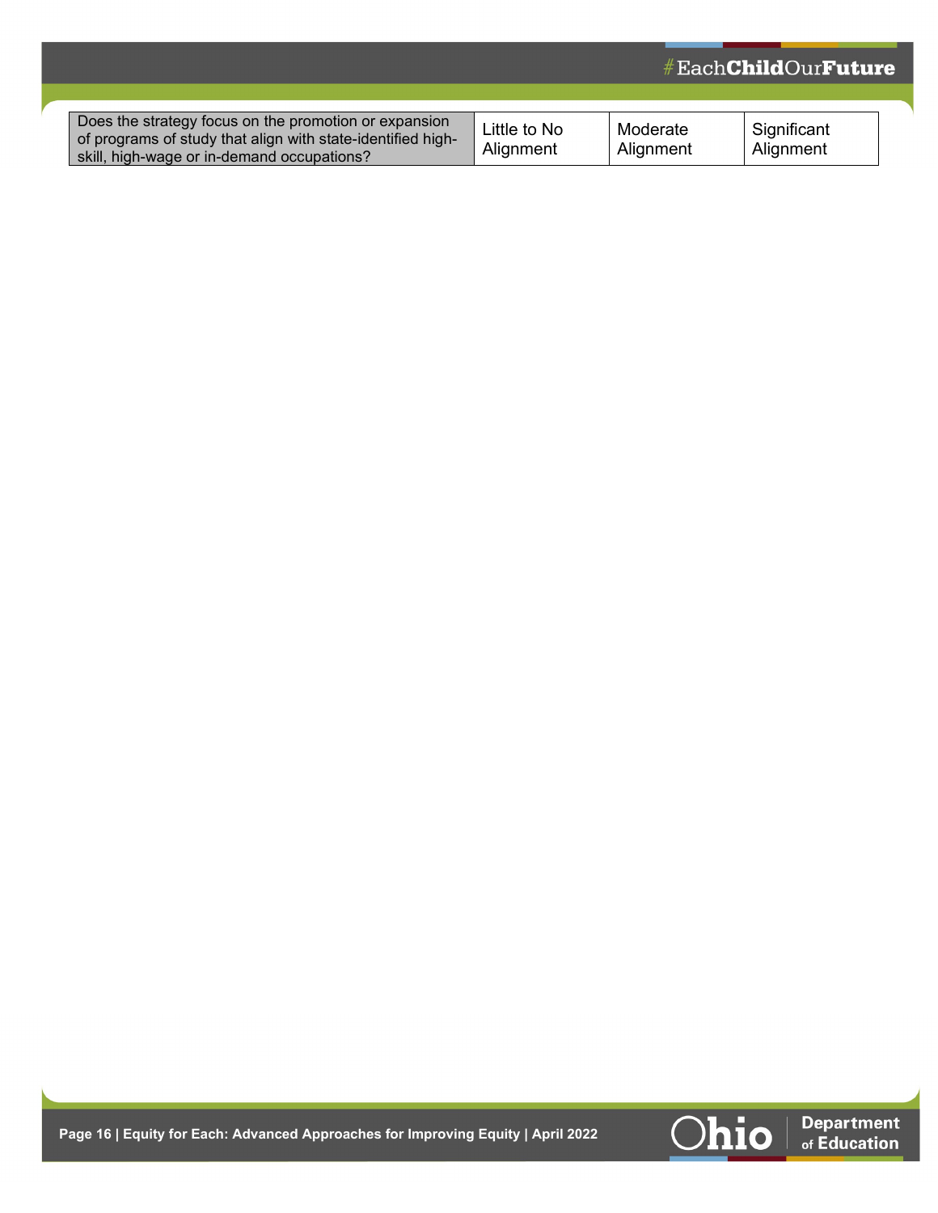| | | | |
|---|---|---|---|
| Does the strategy focus on the promotion or expansion of programs of study that align with state-identified high-skill, high-wage or in-demand occupations? | Little to No Alignment | Moderate Alignment | Significant Alignment |